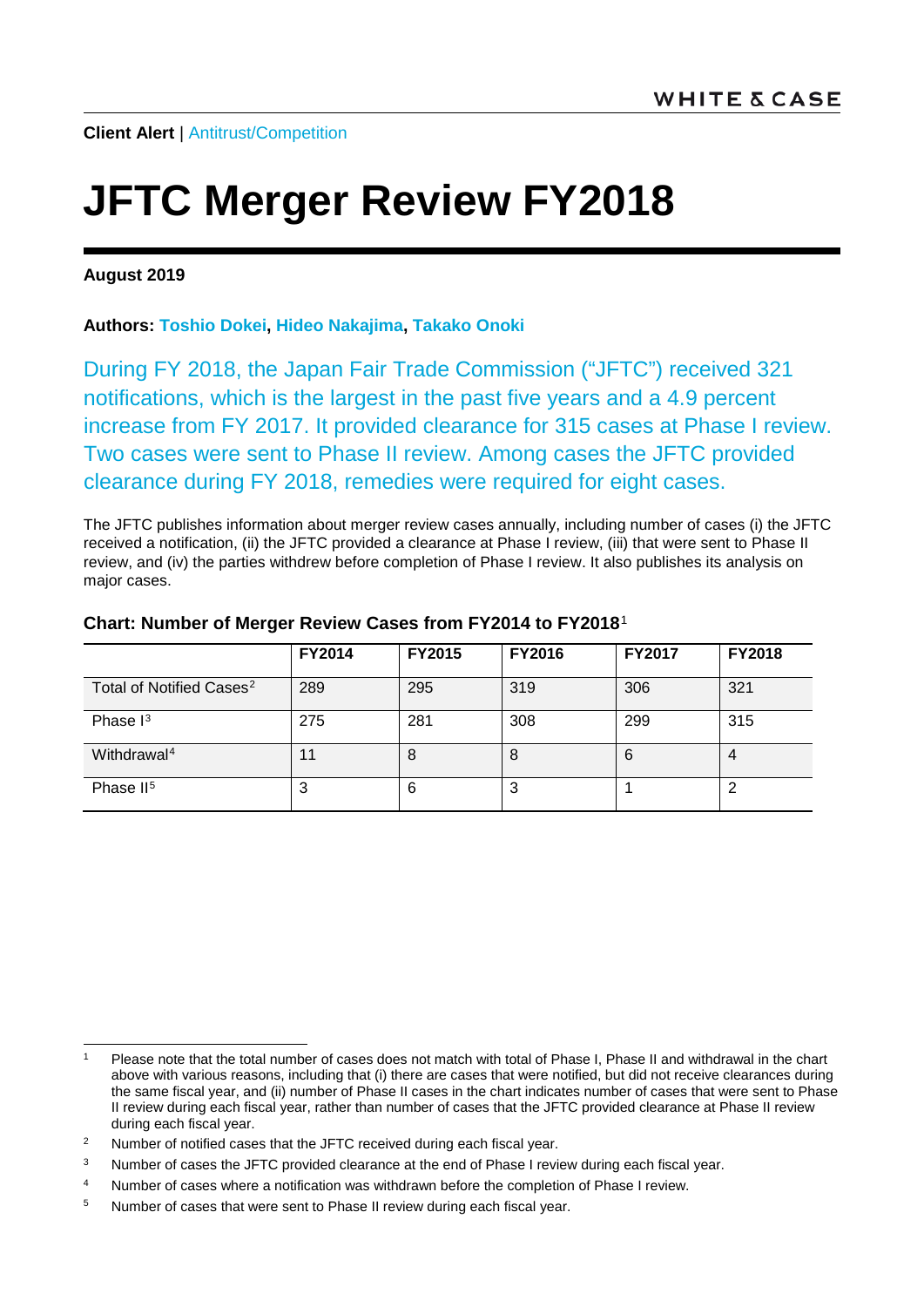**Client Alert** | Antitrust/Competition

# JFTC Merger Review FY2018

**August 2019**

**Authors: Toshio Dokei, Hideo Nakajima, Takako Onoki**

During FY 2018, the Japan Fair Trade Commission ("JFTC") received 321 notifications, which is the largest in the past five years and a 4.9 percent increase from FY 2017. It provided clearance for 315 cases at Phase I review. Two cases were sent to Phase II review. Among cases the JFTC provided clearance during FY 2018, remedies were required for eight cases.

The JFTC publishes information about merger review cases annually, including number of cases (i) the JFTC received a notification, (ii) the JFTC provided a clearance at Phase I review, (iii) that were sent to Phase II review, and (iv) the parties withdrew before completion of Phase I review. It also publishes its analysis on major cases.

**Chart: Number of Merger Review Cases from FY2014 to FY2018**[1]

| | FY2014 | FY2015 | FY2016 | FY2017 | FY2018 |
|---|---|---|---|---|---|
| Total of Notified Cases[2] | 289 | 295 | 319 | 306 | 321 |
| Phase I[3] | 275 | 281 | 308 | 299 | 315 |
| Withdrawal[4] | 11 | 8 | 8 | 6 | 4 |
| Phase II[5] | 3 | 6 | 3 | 1 | 2 |

[1] Please note that the total number of cases does not match with total of Phase I, Phase II and withdrawal in the chart above with various reasons, including that (i) there are cases that were notified, but did not receive clearances during the same fiscal year, and (ii) number of Phase II cases in the chart indicates number of cases that were sent to Phase II review during each fiscal year, rather than number of cases that the JFTC provided clearance at Phase II review during each fiscal year.

[2] Number of notified cases that the JFTC received during each fiscal year.

[3] Number of cases the JFTC provided clearance at the end of Phase I review during each fiscal year.

[4] Number of cases where a notification was withdrawn before the completion of Phase I review.

[5] Number of cases that were sent to Phase II review during each fiscal year.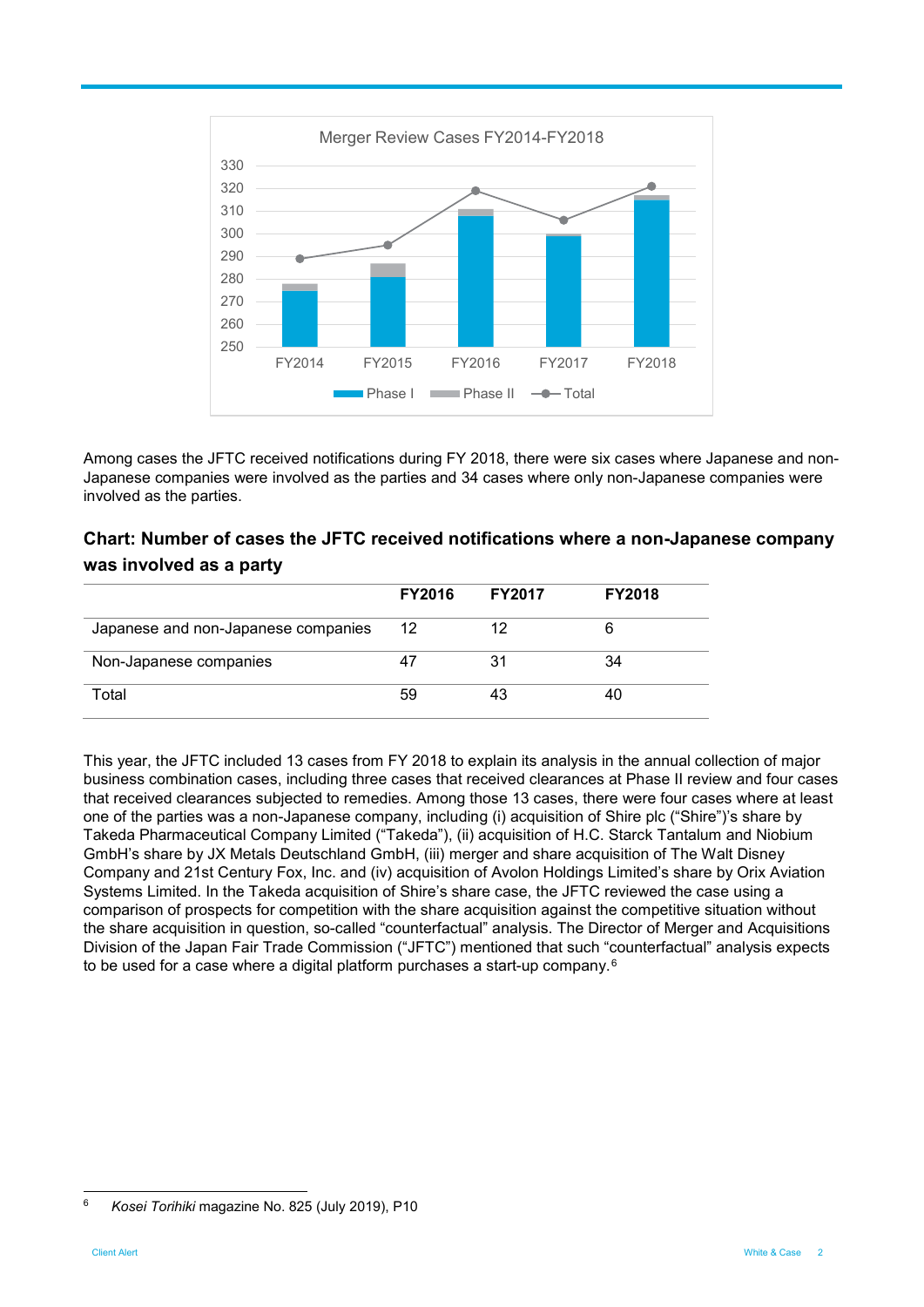Among cases the JFTC received notifications during FY 2018, there were six cases where Japanese and non-Japanese companies were involved as the parties and 34 cases where only non-Japanese companies were involved as the parties.

**Chart: Number of cases the JFTC received notifications where a non-Japanese company was involved as a party**

| | FY2016 | FY2017 | FY2018 |
|---|---|---|---|
| Japanese and non-Japanese companies | 12 | 12 | 6 |
| Non-Japanese companies | 47 | 31 | 34 |
| Total | 59 | 43 | 40 |

This year, the JFTC included 13 cases from FY 2018 to explain its analysis in the annual collection of major business combination cases, including three cases that received clearances at Phase II review and four cases that received clearances subjected to remedies. Among those 13 cases, there were four cases where at least one of the parties was a non-Japanese company, including (i) acquisition of Shire plc ("Shire")'s share by Takeda Pharmaceutical Company Limited ("Takeda"), (ii) acquisition of H.C. Starck Tantalum and Niobium GmbH's share by JX Metals Deutschland GmbH, (iii) merger and share acquisition of The Walt Disney Company and 21st Century Fox, Inc. and (iv) acquisition of Avolon Holdings Limited's share by Orix Aviation Systems Limited. In the Takeda acquisition of Shire's share case, the JFTC reviewed the case using a comparison of prospects for competition with the share acquisition against the competitive situation without the share acquisition in question, so-called "counterfactual" analysis. The Director of Merger and Acquisitions Division of the Japan Fair Trade Commission ("JFTC") mentioned that such "counterfactual" analysis expects to be used for a case where a digital platform purchases a start-up company.[6]

[6] *Kosei Torihiki* magazine No. 825 (July 2019), P10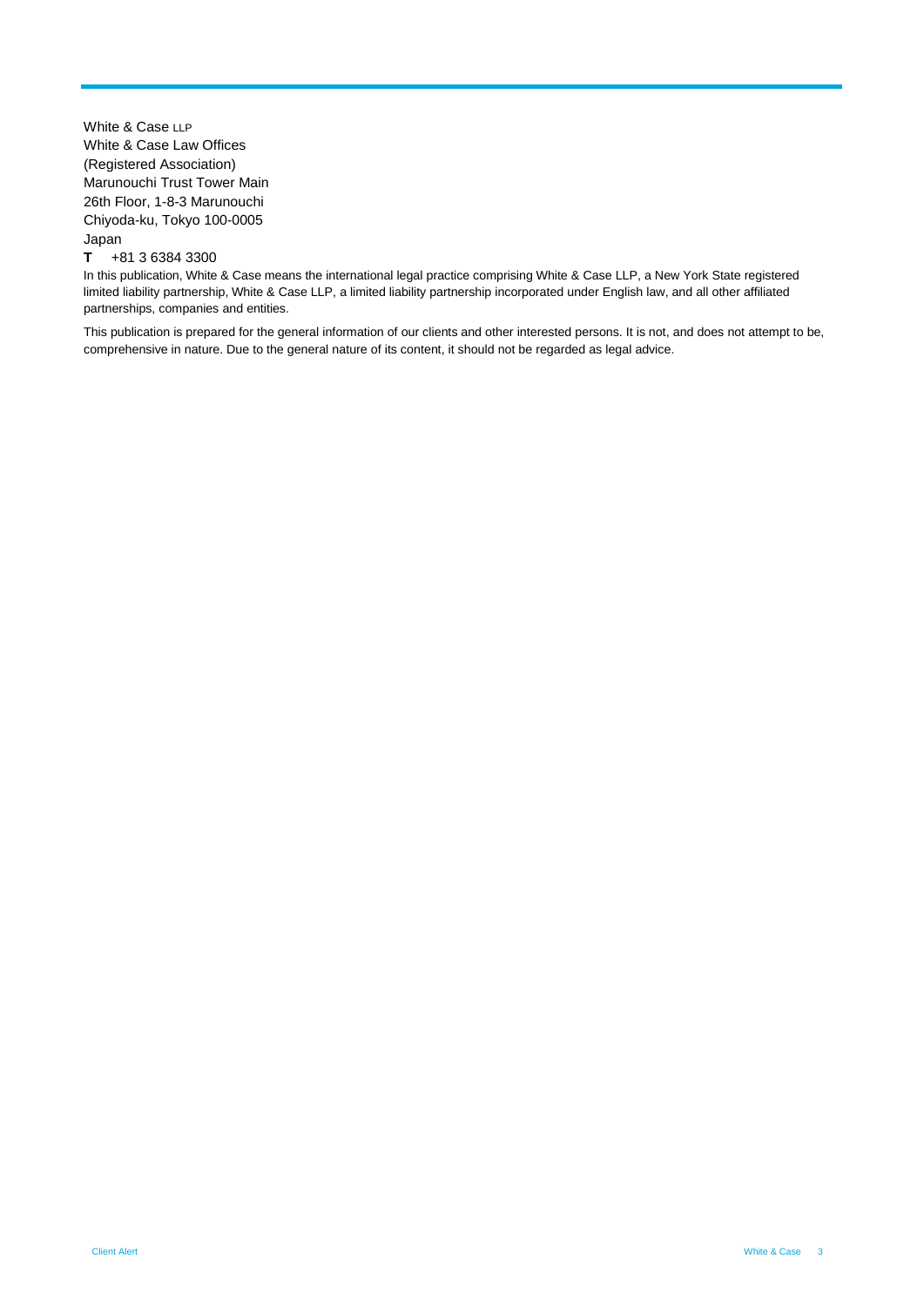White & Case LLP
White & Case Law Offices
(Registered Association)
Marunouchi Trust Tower Main
26th Floor, 1-8-3 Marunouchi
Chiyoda-ku, Tokyo 100-0005
Japan

**T** +81 3 6384 3300

In this publication, White & Case means the international legal practice comprising White & Case LLP, a New York State registered limited liability partnership, White & Case LLP, a limited liability partnership incorporated under English law, and all other affiliated partnerships, companies and entities.

This publication is prepared for the general information of our clients and other interested persons. It is not, and does not attempt to be, comprehensive in nature. Due to the general nature of its content, it should not be regarded as legal advice.